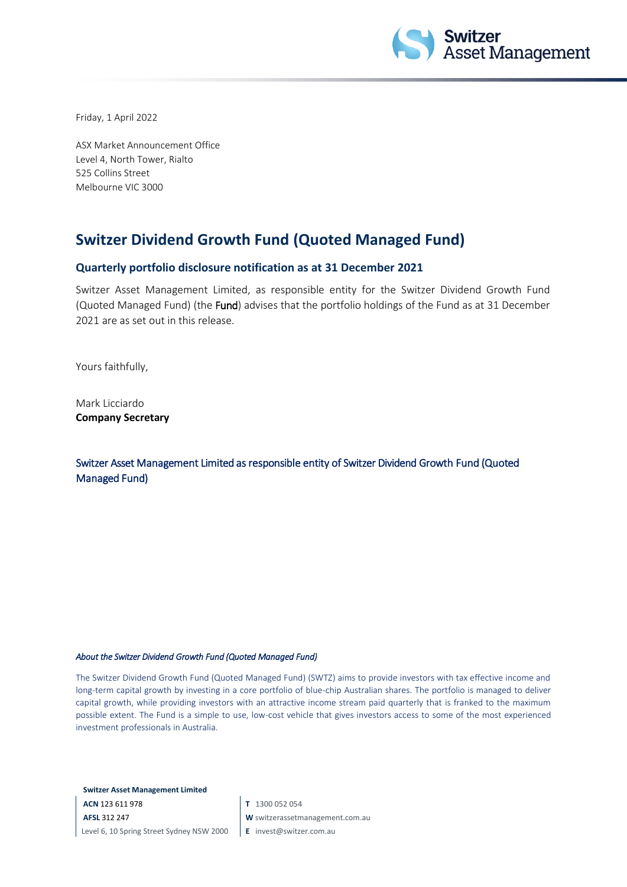Friday, 1 April 2022

ASX Market Announcement Office
Level 4, North Tower, Rialto
525 Collins Street
Melbourne VIC 3000

# Switzer Dividend Growth Fund (Quoted Managed Fund)

## Quarterly portfolio disclosure notification as at 31 December 2021

Switzer Asset Management Limited, as responsible entity for the Switzer Dividend Growth Fund (Quoted Managed Fund) (the **Fund**) advises that the portfolio holdings of the Fund as at 31 December 2021 are as set out in this release.

Yours faithfully,

Mark Licciardo
**Company Secretary**

Switzer Asset Management Limited as responsible entity of Switzer Dividend Growth Fund (Quoted Managed Fund)

*About the Switzer Dividend Growth Fund (Quoted Managed Fund)*

The Switzer Dividend Growth Fund (Quoted Managed Fund) (SWTZ) aims to provide investors with tax effective income and long-term capital growth by investing in a core portfolio of blue-chip Australian shares. The portfolio is managed to deliver capital growth, while providing investors with an attractive income stream paid quarterly that is franked to the maximum possible extent. The Fund is a simple to use, low-cost vehicle that gives investors access to some of the most experienced investment professionals in Australia.

**Switzer Asset Management Limited**
**ACN** 123 611 978
**AFSL** 312 247
Level 6, 10 Spring Street Sydney NSW 2000

**T** 1300 052 054
**W** switzerassetmanagement.com.au
**E** invest@switzer.com.au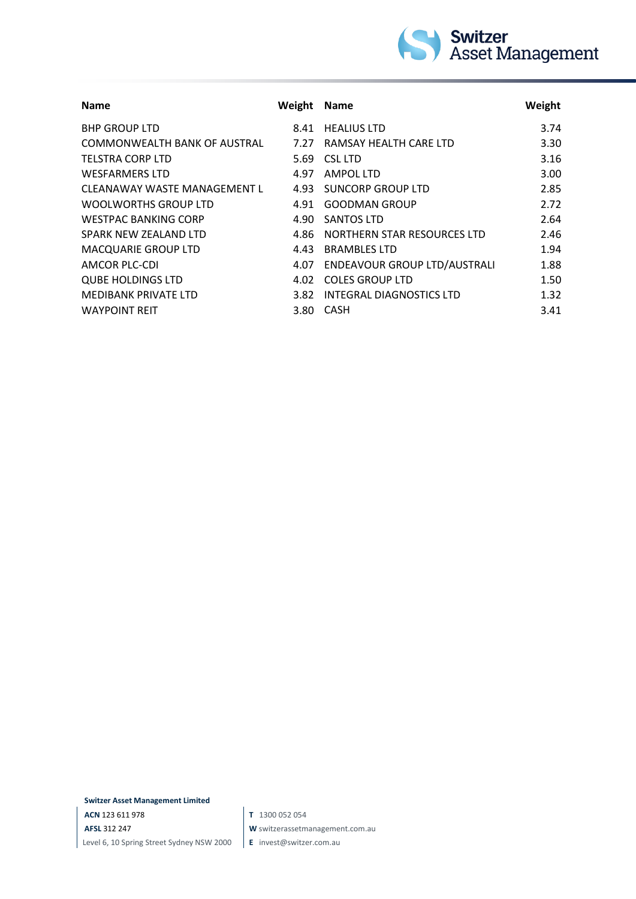| Name | Weight | Name | Weight |
| --- | --- | --- | --- |
| BHP GROUP LTD | 8.41 | HEALIUS LTD | 3.74 |
| COMMONWEALTH BANK OF AUSTRAL | 7.27 | RAMSAY HEALTH CARE LTD | 3.30 |
| TELSTRA CORP LTD | 5.69 | CSL LTD | 3.16 |
| WESFARMERS LTD | 4.97 | AMPOL LTD | 3.00 |
| CLEANAWAY WASTE MANAGEMENT L | 4.93 | SUNCORP GROUP LTD | 2.85 |
| WOOLWORTHS GROUP LTD | 4.91 | GOODMAN GROUP | 2.72 |
| WESTPAC BANKING CORP | 4.90 | SANTOS LTD | 2.64 |
| SPARK NEW ZEALAND LTD | 4.86 | NORTHERN STAR RESOURCES LTD | 2.46 |
| MACQUARIE GROUP LTD | 4.43 | BRAMBLES LTD | 1.94 |
| AMCOR PLC-CDI | 4.07 | ENDEAVOUR GROUP LTD/AUSTRALI | 1.88 |
| QUBE HOLDINGS LTD | 4.02 | COLES GROUP LTD | 1.50 |
| MEDIBANK PRIVATE LTD | 3.82 | INTEGRAL DIAGNOSTICS LTD | 1.32 |
| WAYPOINT REIT | 3.80 | CASH | 3.41 |